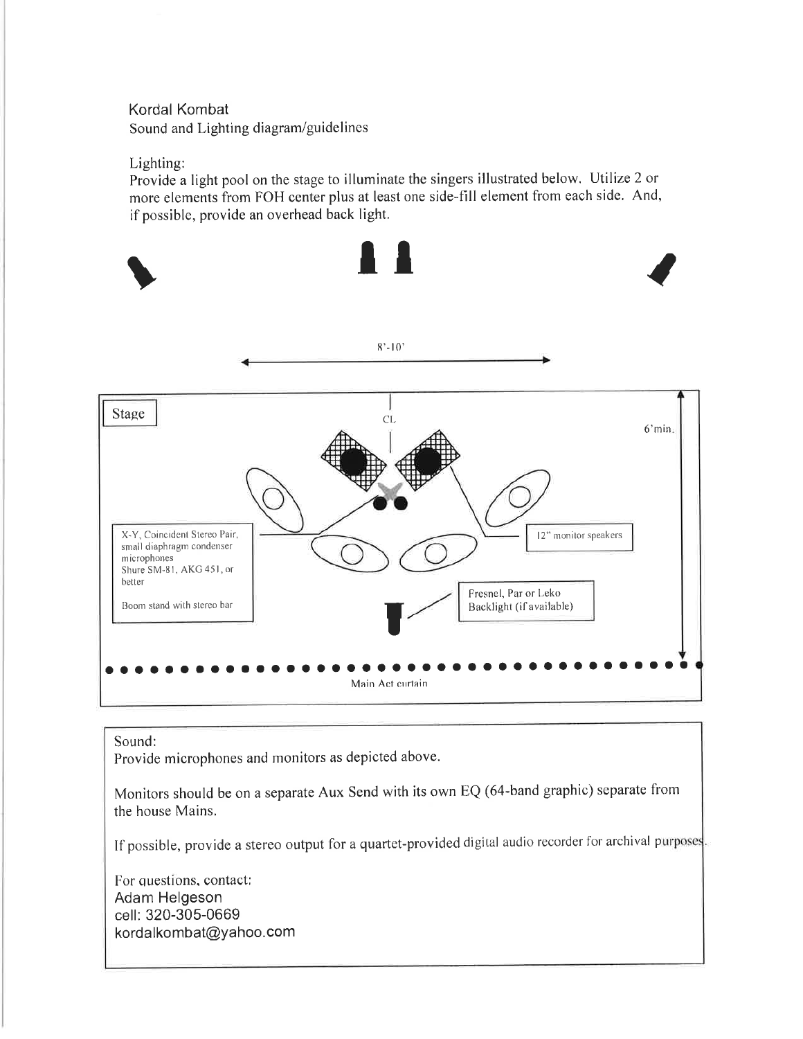Kordal Kombat

Sound and Lighting diagram/guidelines

Lighting:

Provide a light pool on the stage to illuminate the singers illustrated below. Utilize 2 or more elements from FOH center plus at least one side-fill element from each side. And, if possible, provide an overhead back light.

8'-10'

Stage

CL

6'min.

X-Y, Coincident Stereo Pair, small diaphragm condenser microphones Shure SM-81, AKG 451, or better

Boom stand with stereo bar

12" monitor speakers

Fresnel, Par or Leko Backlight (if available)

Main Act curtain

Sound:

Provide microphones and monitors as depicted above.

Monitors should be on a separate Aux Send with its own EQ (64-band graphic) separate from the house Mains.

If possible, provide a stereo output for a quartet-provided digital audio recorder for archival purposes.

For questions, contact:
Adam Helgeson
cell: 320-305-0669
kordalkombat@yahoo.com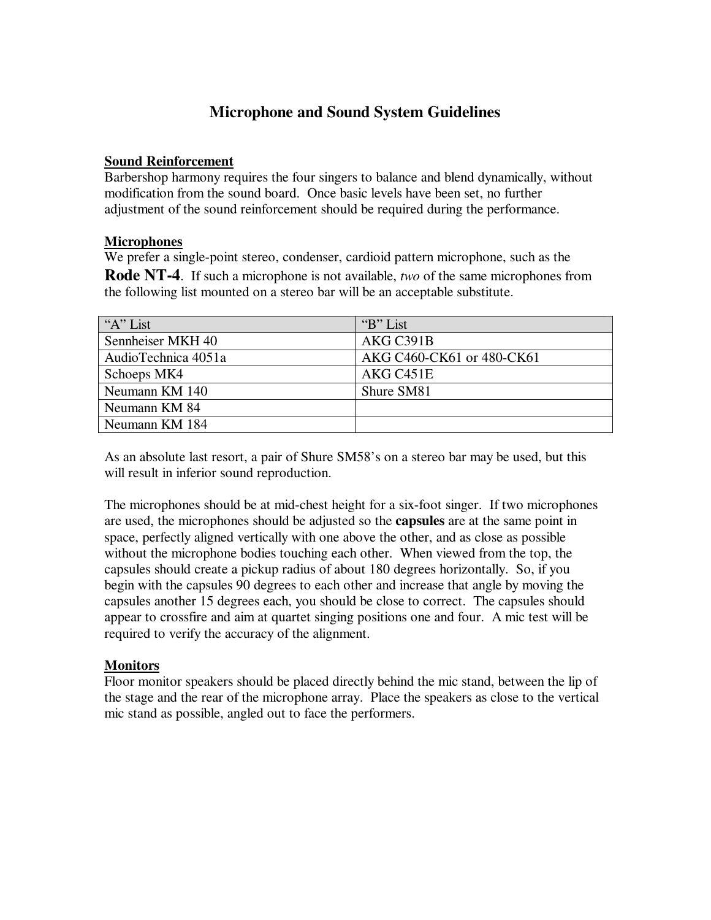# Microphone and Sound System Guidelines

**Sound Reinforcement**

Barbershop harmony requires the four singers to balance and blend dynamically, without modification from the sound board. Once basic levels have been set, no further adjustment of the sound reinforcement should be required during the performance.

**Microphones**

We prefer a single-point stereo, condenser, cardioid pattern microphone, such as the **Rode NT-4**. If such a microphone is not available, *two* of the same microphones from the following list mounted on a stereo bar will be an acceptable substitute.

| "A" List | "B" List |
| --- | --- |
| Sennheiser MKH 40 | AKG C391B |
| AudioTechnica 4051a | AKG C460-CK61 or 480-CK61 |
| Schoeps MK4 | AKG C451E |
| Neumann KM 140 | Shure SM81 |
| Neumann KM 84 | |
| Neumann KM 184 | |

As an absolute last resort, a pair of Shure SM58's on a stereo bar may be used, but this will result in inferior sound reproduction.

The microphones should be at mid-chest height for a six-foot singer. If two microphones are used, the microphones should be adjusted so the **capsules** are at the same point in space, perfectly aligned vertically with one above the other, and as close as possible without the microphone bodies touching each other. When viewed from the top, the capsules should create a pickup radius of about 180 degrees horizontally. So, if you begin with the capsules 90 degrees to each other and increase that angle by moving the capsules another 15 degrees each, you should be close to correct. The capsules should appear to crossfire and aim at quartet singing positions one and four. A mic test will be required to verify the accuracy of the alignment.

**Monitors**

Floor monitor speakers should be placed directly behind the mic stand, between the lip of the stage and the rear of the microphone array. Place the speakers as close to the vertical mic stand as possible, angled out to face the performers.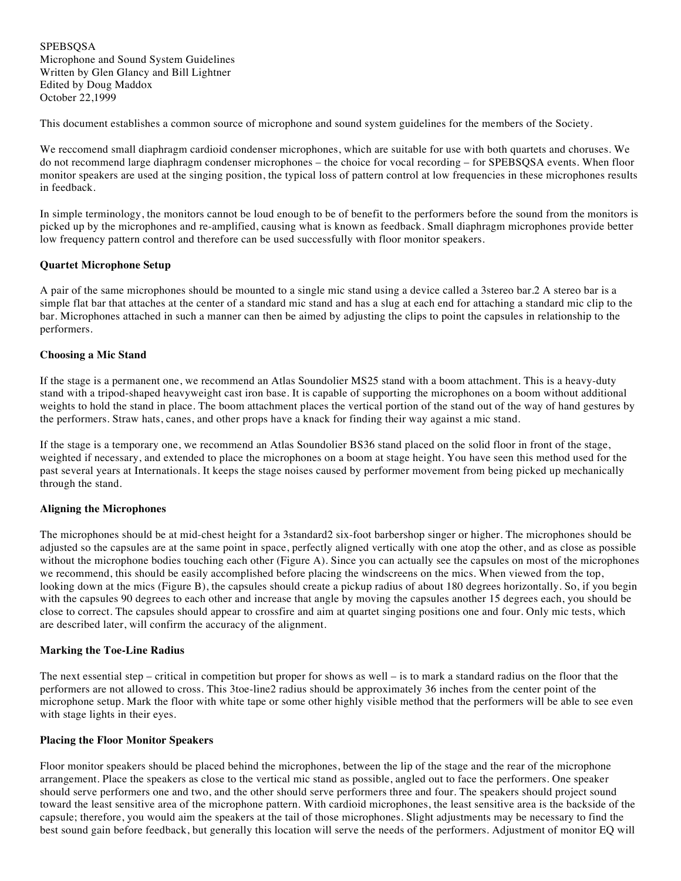SPEBSQSA
Microphone and Sound System Guidelines
Written by Glen Glancy and Bill Lightner
Edited by Doug Maddox
October 22,1999

This document establishes a common source of microphone and sound system guidelines for the members of the Society.

We reccomend small diaphragm cardioid condenser microphones, which are suitable for use with both quartets and choruses. We do not recommend large diaphragm condenser microphones – the choice for vocal recording – for SPEBSQSA events. When floor monitor speakers are used at the singing position, the typical loss of pattern control at low frequencies in these microphones results in feedback.

In simple terminology, the monitors cannot be loud enough to be of benefit to the performers before the sound from the monitors is picked up by the microphones and re-amplified, causing what is known as feedback. Small diaphragm microphones provide better low frequency pattern control and therefore can be used successfully with floor monitor speakers.

**Quartet Microphone Setup**

A pair of the same microphones should be mounted to a single mic stand using a device called a 3stereo bar.2 A stereo bar is a simple flat bar that attaches at the center of a standard mic stand and has a slug at each end for attaching a standard mic clip to the bar. Microphones attached in such a manner can then be aimed by adjusting the clips to point the capsules in relationship to the performers.

**Choosing a Mic Stand**

If the stage is a permanent one, we recommend an Atlas Soundolier MS25 stand with a boom attachment. This is a heavy-duty stand with a tripod-shaped heavyweight cast iron base. It is capable of supporting the microphones on a boom without additional weights to hold the stand in place. The boom attachment places the vertical portion of the stand out of the way of hand gestures by the performers. Straw hats, canes, and other props have a knack for finding their way against a mic stand.

If the stage is a temporary one, we recommend an Atlas Soundolier BS36 stand placed on the solid floor in front of the stage, weighted if necessary, and extended to place the microphones on a boom at stage height. You have seen this method used for the past several years at Internationals. It keeps the stage noises caused by performer movement from being picked up mechanically through the stand.

**Aligning the Microphones**

The microphones should be at mid-chest height for a 3standard2 six-foot barbershop singer or higher. The microphones should be adjusted so the capsules are at the same point in space, perfectly aligned vertically with one atop the other, and as close as possible without the microphone bodies touching each other (Figure A). Since you can actually see the capsules on most of the microphones we recommend, this should be easily accomplished before placing the windscreens on the mics. When viewed from the top, looking down at the mics (Figure B), the capsules should create a pickup radius of about 180 degrees horizontally. So, if you begin with the capsules 90 degrees to each other and increase that angle by moving the capsules another 15 degrees each, you should be close to correct. The capsules should appear to crossfire and aim at quartet singing positions one and four. Only mic tests, which are described later, will confirm the accuracy of the alignment.

**Marking the Toe-Line Radius**

The next essential step – critical in competition but proper for shows as well – is to mark a standard radius on the floor that the performers are not allowed to cross. This 3toe-line2 radius should be approximately 36 inches from the center point of the microphone setup. Mark the floor with white tape or some other highly visible method that the performers will be able to see even with stage lights in their eyes.

**Placing the Floor Monitor Speakers**

Floor monitor speakers should be placed behind the microphones, between the lip of the stage and the rear of the microphone arrangement. Place the speakers as close to the vertical mic stand as possible, angled out to face the performers. One speaker should serve performers one and two, and the other should serve performers three and four. The speakers should project sound toward the least sensitive area of the microphone pattern. With cardioid microphones, the least sensitive area is the backside of the capsule; therefore, you would aim the speakers at the tail of those microphones. Slight adjustments may be necessary to find the best sound gain before feedback, but generally this location will serve the needs of the performers. Adjustment of monitor EQ will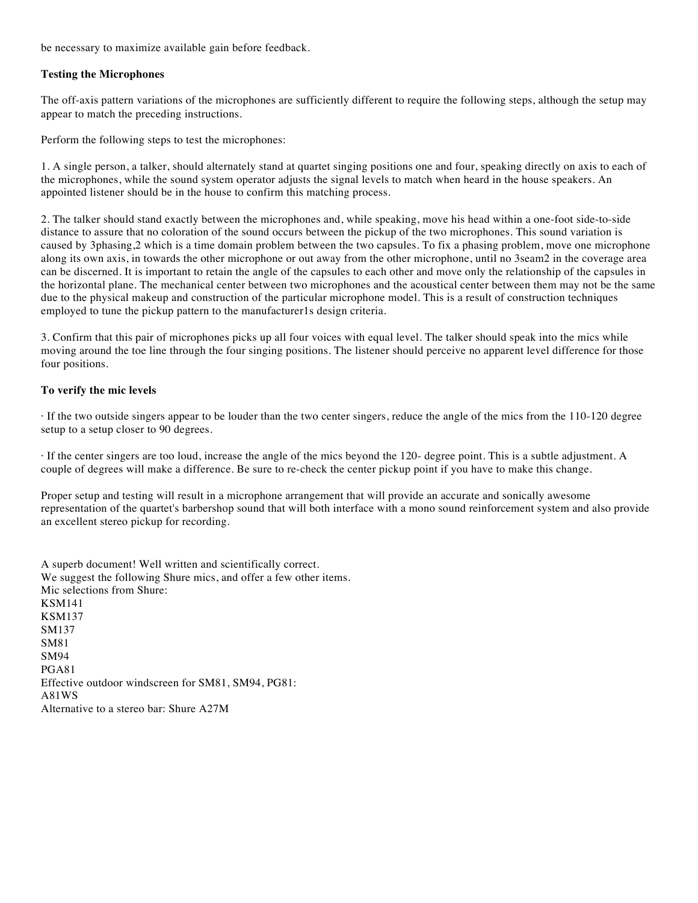be necessary to maximize available gain before feedback.

**Testing the Microphones**

The off-axis pattern variations of the microphones are sufficiently different to require the following steps, although the setup may appear to match the preceding instructions.

Perform the following steps to test the microphones:

1. A single person, a talker, should alternately stand at quartet singing positions one and four, speaking directly on axis to each of the microphones, while the sound system operator adjusts the signal levels to match when heard in the house speakers. An appointed listener should be in the house to confirm this matching process.

2. The talker should stand exactly between the microphones and, while speaking, move his head within a one-foot side-to-side distance to assure that no coloration of the sound occurs between the pickup of the two microphones. This sound variation is caused by 3phasing,2 which is a time domain problem between the two capsules. To fix a phasing problem, move one microphone along its own axis, in towards the other microphone or out away from the other microphone, until no 3seam2 in the coverage area can be discerned. It is important to retain the angle of the capsules to each other and move only the relationship of the capsules in the horizontal plane. The mechanical center between two microphones and the acoustical center between them may not be the same due to the physical makeup and construction of the particular microphone model. This is a result of construction techniques employed to tune the pickup pattern to the manufacturer1s design criteria.

3. Confirm that this pair of microphones picks up all four voices with equal level. The talker should speak into the mics while moving around the toe line through the four singing positions. The listener should perceive no apparent level difference for those four positions.

**To verify the mic levels**

· If the two outside singers appear to be louder than the two center singers, reduce the angle of the mics from the 110-120 degree setup to a setup closer to 90 degrees.

· If the center singers are too loud, increase the angle of the mics beyond the 120- degree point. This is a subtle adjustment. A couple of degrees will make a difference. Be sure to re-check the center pickup point if you have to make this change.

Proper setup and testing will result in a microphone arrangement that will provide an accurate and sonically awesome representation of the quartet's barbershop sound that will both interface with a mono sound reinforcement system and also provide an excellent stereo pickup for recording.

A superb document! Well written and scientifically correct.
We suggest the following Shure mics, and offer a few other items.
Mic selections from Shure:
KSM141
KSM137
SM137
SM81
SM94
PGA81
Effective outdoor windscreen for SM81, SM94, PG81:
A81WS
Alternative to a stereo bar: Shure A27M